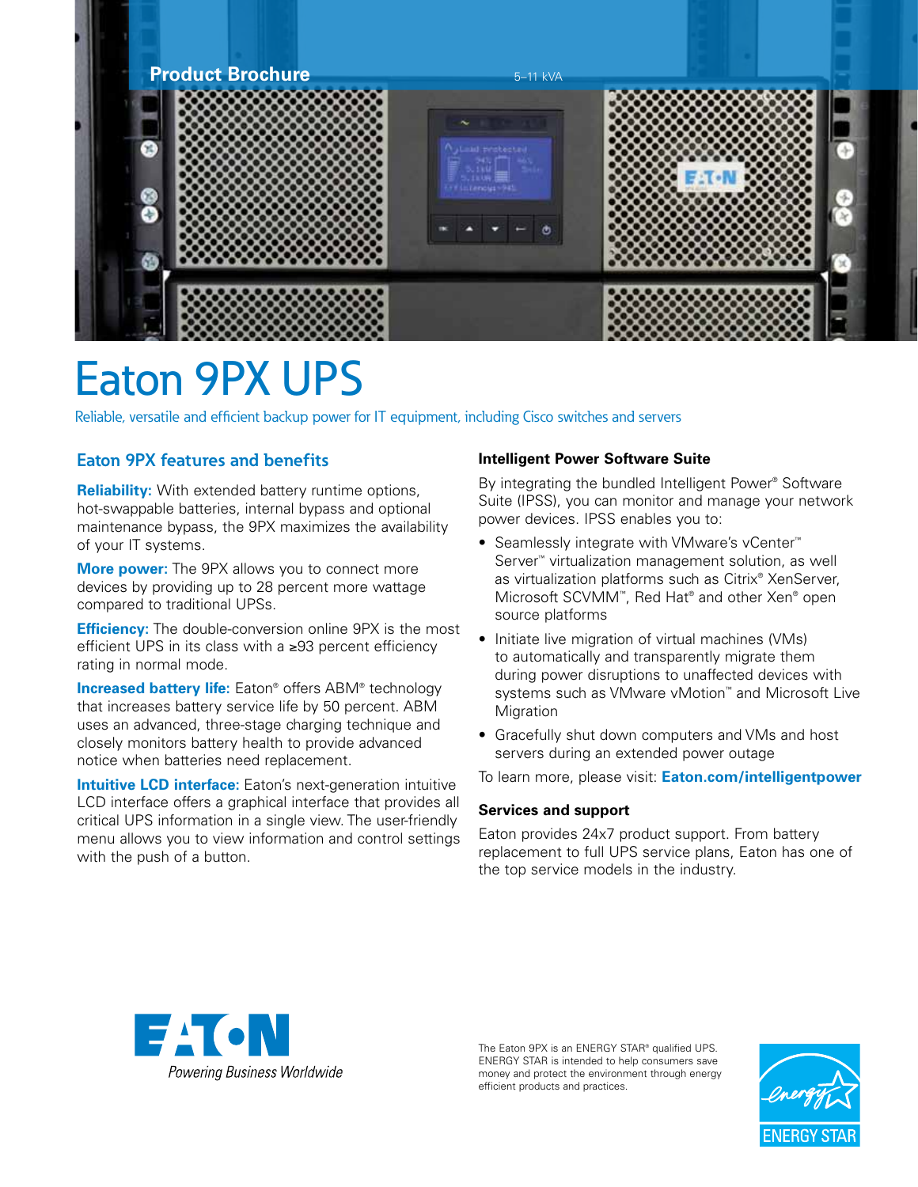Product Brochure

5–11 kVA

# Eaton 9PX UPS

Reliable, versatile and efficient backup power for IT equipment, including Cisco switches and servers

## Eaton 9PX features and benefits

**Reliability:** With extended battery runtime options, hot-swappable batteries, internal bypass and optional maintenance bypass, the 9PX maximizes the availability of your IT systems.

**More power:** The 9PX allows you to connect more devices by providing up to 28 percent more wattage compared to traditional UPSs.

**Efficiency:** The double-conversion online 9PX is the most efficient UPS in its class with a ≥93 percent efficiency rating in normal mode.

**Increased battery life:** Eaton® offers ABM® technology that increases battery service life by 50 percent. ABM uses an advanced, three-stage charging technique and closely monitors battery health to provide advanced notice when batteries need replacement.

**Intuitive LCD interface:** Eaton's next-generation intuitive LCD interface offers a graphical interface that provides all critical UPS information in a single view. The user-friendly menu allows you to view information and control settings with the push of a button.

### Intelligent Power Software Suite

By integrating the bundled Intelligent Power® Software Suite (IPSS), you can monitor and manage your network power devices. IPSS enables you to:

- Seamlessly integrate with VMware's vCenter™ Server™ virtualization management solution, as well as virtualization platforms such as Citrix® XenServer, Microsoft SCVMM™, Red Hat® and other Xen® open source platforms
- Initiate live migration of virtual machines (VMs) to automatically and transparently migrate them during power disruptions to unaffected devices with systems such as VMware vMotion™ and Microsoft Live Migration
- Gracefully shut down computers and VMs and host servers during an extended power outage

To learn more, please visit: **Eaton.com/intelligentpower**

### Services and support

Eaton provides 24x7 product support. From battery replacement to full UPS service plans, Eaton has one of the top service models in the industry.

EATON
Powering Business Worldwide

The Eaton 9PX is an ENERGY STAR® qualified UPS. ENERGY STAR is intended to help consumers save money and protect the environment through energy efficient products and practices.

ENERGY STAR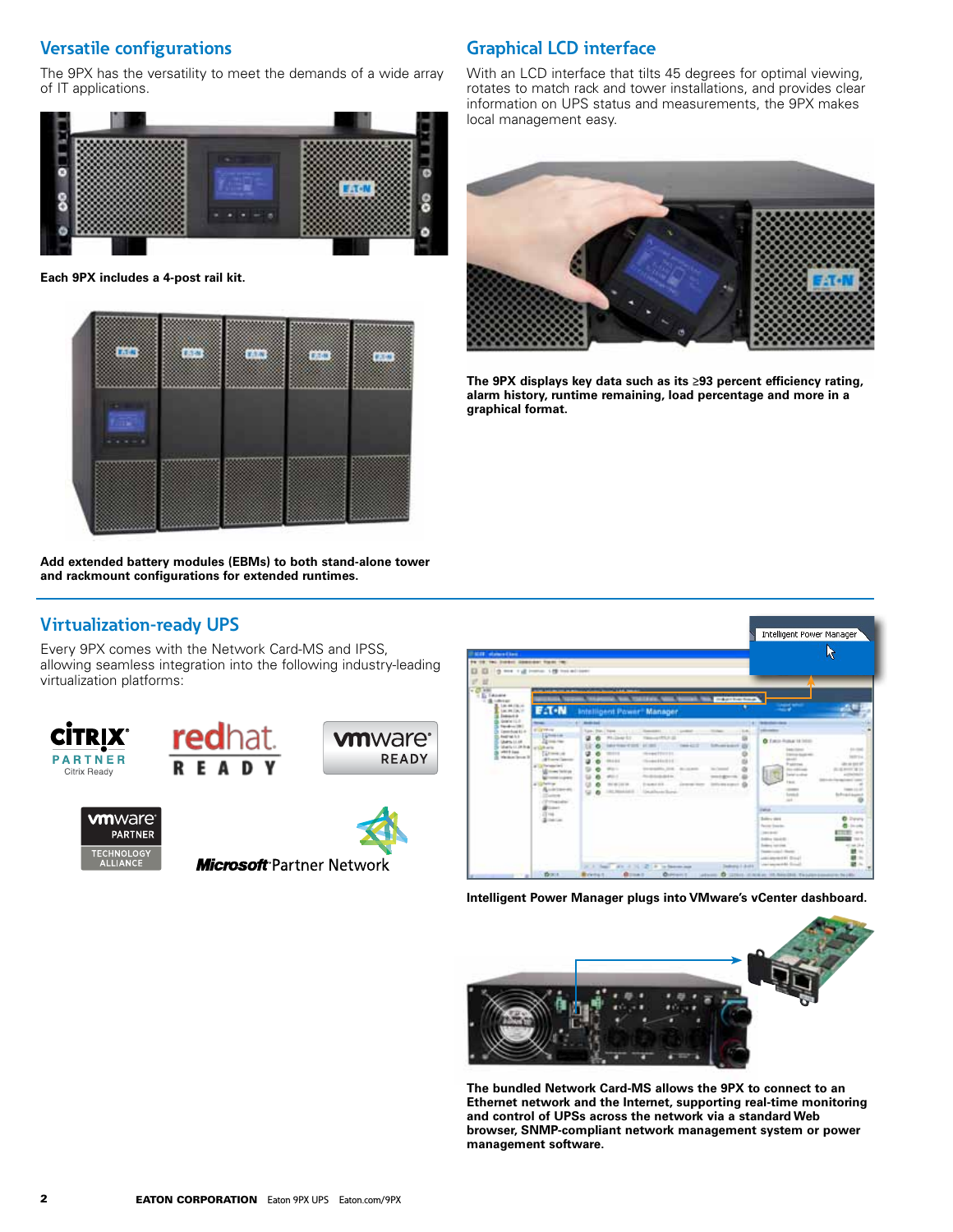## Versatile configurations

The 9PX has the versatility to meet the demands of a wide array of IT applications.

**Each 9PX includes a 4-post rail kit.**

**Add extended battery modules (EBMs) to both stand-alone tower and rackmount configurations for extended runtimes.**

## Graphical LCD interface

With an LCD interface that tilts 45 degrees for optimal viewing, rotates to match rack and tower installations, and provides clear information on UPS status and measurements, the 9PX makes local management easy.

**The 9PX displays key data such as its ≥93 percent efficiency rating, alarm history, runtime remaining, load percentage and more in a graphical format.**

## Virtualization-ready UPS

Every 9PX comes with the Network Card-MS and IPSS, allowing seamless integration into the following industry-leading virtualization platforms:

**Intelligent Power Manager plugs into VMware's vCenter dashboard.**

**The bundled Network Card-MS allows the 9PX to connect to an Ethernet network and the Internet, supporting real-time monitoring and control of UPSs across the network via a standard Web browser, SNMP-compliant network management system or power management software.**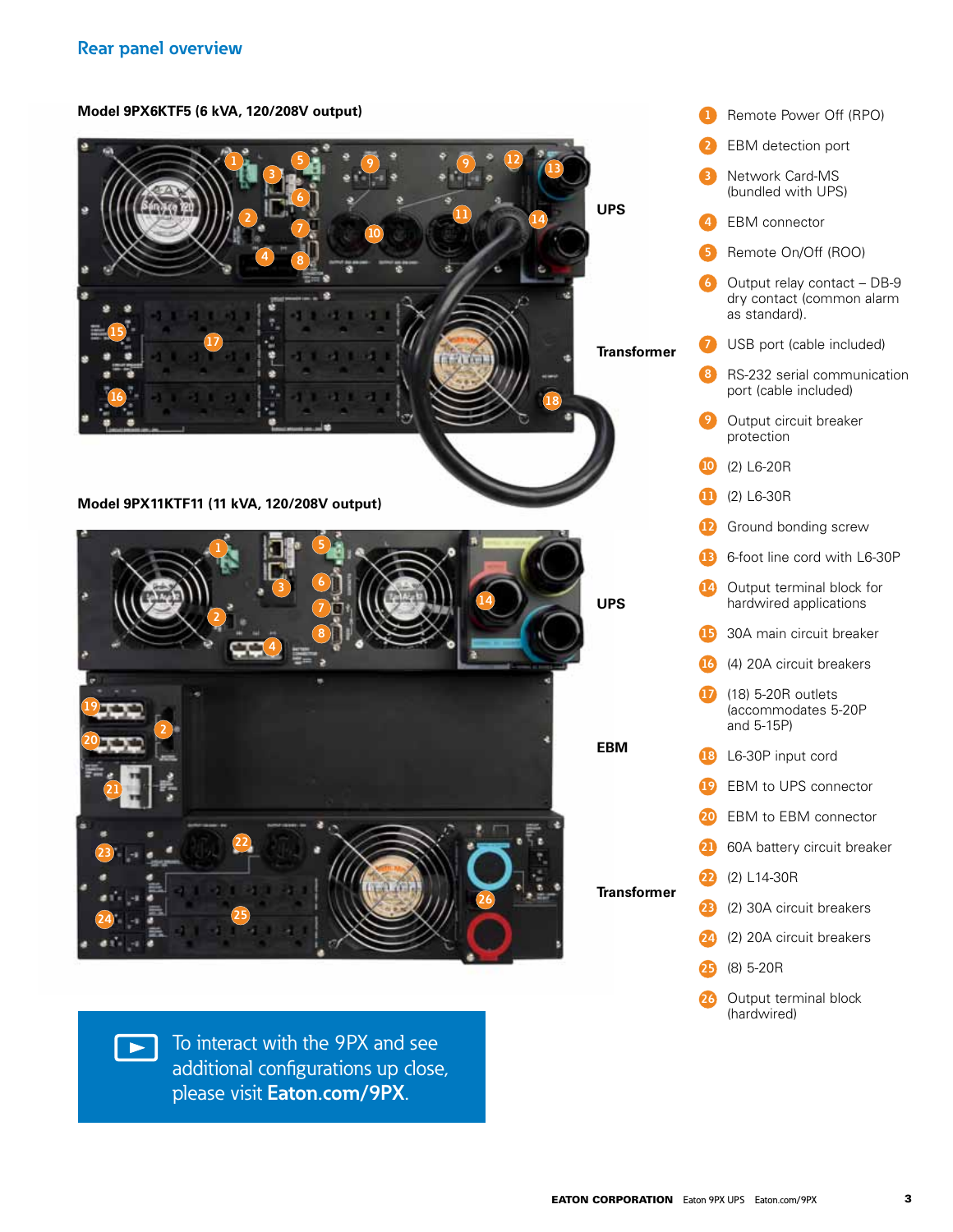## Rear panel overview

**Model 9PX6KTF5 (6 kVA, 120/208V output)**

UPS

Transformer

**Model 9PX11KTF11 (11 kVA, 120/208V output)**

UPS

EBM

Transformer

1. Remote Power Off (RPO)
2. EBM detection port
3. Network Card-MS (bundled with UPS)
4. EBM connector
5. Remote On/Off (ROO)
6. Output relay contact – DB-9 dry contact (common alarm as standard).
7. USB port (cable included)
8. RS-232 serial communication port (cable included)
9. Output circuit breaker protection
10. (2) L6-20R
11. (2) L6-30R
12. Ground bonding screw
13. 6-foot line cord with L6-30P
14. Output terminal block for hardwired applications
15. 30A main circuit breaker
16. (4) 20A circuit breakers
17. (18) 5-20R outlets (accommodates 5-20P and 5-15P)
18. L6-30P input cord
19. EBM to UPS connector
20. EBM to EBM connector
21. 60A battery circuit breaker
22. (2) L14-30R
23. (2) 30A circuit breakers
24. (2) 20A circuit breakers
25. (8) 5-20R
26. Output terminal block (hardwired)

To interact with the 9PX and see additional configurations up close, please visit **Eaton.com/9PX**.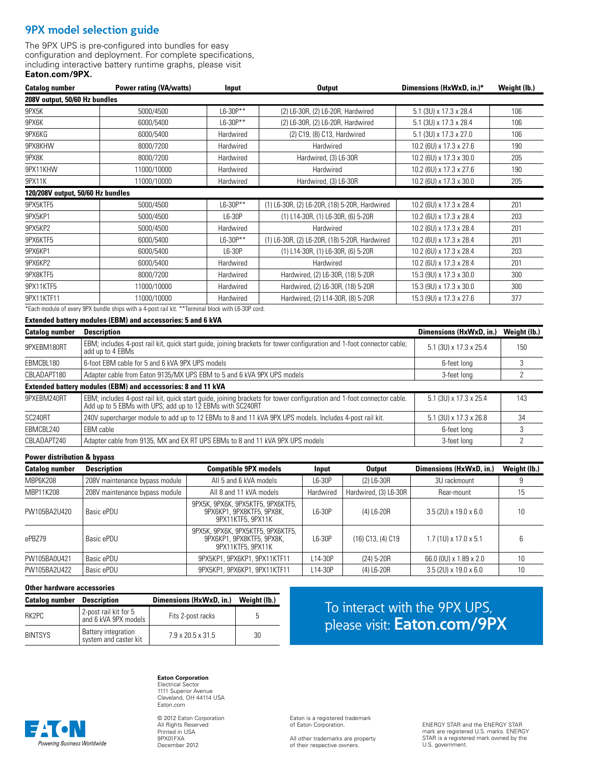## 9PX model selection guide

The 9PX UPS is pre-configured into bundles for easy configuration and deployment. For complete specifications, including interactive battery runtime graphs, please visit **Eaton.com/9PX.**

| Catalog number | Power rating (VA/watts) | Input | Output | Dimensions (HxWxD, in.)* | Weight (lb.) |
|---|---|---|---|---|---|
| **208V output, 50/60 Hz bundles** | | | | | |
| 9PX5K | 5000/4500 | L6-30P** | (2) L6-30R, (2) L6-20R, Hardwired | 5.1 (3U) x 17.3 x 28.4 | 106 |
| 9PX6K | 6000/5400 | L6-30P** | (2) L6-30R, (2) L6-20R, Hardwired | 5.1 (3U) x 17.3 x 28.4 | 106 |
| 9PX6KG | 6000/5400 | Hardwired | (2) C19, (8) C13, Hardwired | 5.1 (3U) x 17.3 x 27.0 | 106 |
| 9PX8KHW | 8000/7200 | Hardwired | Hardwired | 10.2 (6U) x 17.3 x 27.6 | 190 |
| 9PX8K | 8000/7200 | Hardwired | Hardwired, (3) L6-30R | 10.2 (6U) x 17.3 x 30.0 | 205 |
| 9PX11KHW | 11000/10000 | Hardwired | Hardwired | 10.2 (6U) x 17.3 x 27.6 | 190 |
| 9PX11K | 11000/10000 | Hardwired | Hardwired, (3) L6-30R | 10.2 (6U) x 17.3 x 30.0 | 205 |
| **120/208V output, 50/60 Hz bundles** | | | | | |
| 9PX5KTF5 | 5000/4500 | L6-30P** | (1) L6-30R, (2) L6-20R, (18) 5-20R, Hardwired | 10.2 (6U) x 17.3 x 28.4 | 201 |
| 9PX5KP1 | 5000/4500 | L6-30P | (1) L14-30R, (1) L6-30R, (6) 5-20R | 10.2 (6U) x 17.3 x 28.4 | 203 |
| 9PX5KP2 | 5000/4500 | Hardwired | Hardwired | 10.2 (6U) x 17.3 x 28.4 | 201 |
| 9PX6KTF5 | 6000/5400 | L6-30P** | (1) L6-30R, (2) L6-20R, (18) 5-20R, Hardwired | 10.2 (6U) x 17.3 x 28.4 | 201 |
| 9PX6KP1 | 6000/5400 | L6-30P | (1) L14-30R, (1) L6-30R, (6) 5-20R | 10.2 (6U) x 17.3 x 28.4 | 203 |
| 9PX6KP2 | 6000/5400 | Hardwired | Hardwired | 10.2 (6U) x 17.3 x 28.4 | 201 |
| 9PX8KTF5 | 8000/7200 | Hardwired | Hardwired, (2) L6-30R, (18) 5-20R | 15.3 (9U) x 17.3 x 30.0 | 300 |
| 9PX11KTF5 | 11000/10000 | Hardwired | Hardwired, (2) L6-30R, (18) 5-20R | 15.3 (9U) x 17.3 x 30.0 | 300 |
| 9PX11KTF11 | 11000/10000 | Hardwired | Hardwired, (2) L14-30R, (8) 5-20R | 15.3 (9U) x 17.3 x 27.6 | 377 |

*Each module of every 9PX bundle ships with a 4-post rail kit. **Terminal block with L6-30P cord.

| Catalog number | Description | Dimensions (HxWxD, in.) | Weight (lb.) |
|---|---|---|---|
| **Extended battery modules (EBM) and accessories: 5 and 6 kVA** | | | |
| 9PXEBM180RT | EBM; includes 4-post rail kit, quick start guide, joining brackets for tower configuration and 1-foot connector cable; add up to 4 EBMs | 5.1 (3U) x 17.3 x 25.4 | 150 |
| EBMCBL180 | 6-foot EBM cable for 5 and 6 kVA 9PX UPS models | 6-feet long | 3 |
| CBLADAPT180 | Adapter cable from Eaton 9135/MX UPS EBM to 5 and 6 kVA 9PX UPS models | 3-feet long | 2 |
| **Extended battery modules (EBM) and accessories: 8 and 11 kVA** | | | |
| 9PXEBM240RT | EBM; includes 4-post rail kit, quick start guide, joining brackets for tower configuration and 1-foot connector cable. Add up to 5 EBMs with UPS; add up to 12 EBMs with SC240RT | 5.1 (3U) x 17.3 x 25.4 | 143 |
| SC240RT | 240V supercharger module to add up to 12 EBMs to 8 and 11 kVA 9PX UPS models. Includes 4-post rail kit. | 5.1 (3U) x 17.3 x 26.8 | 34 |
| EBMCBL240 | EBM cable | 6-feet long | 3 |
| CBLADAPT240 | Adapter cable from 9135, MX and EX RT UPS EBMs to 8 and 11 kVA 9PX UPS models | 3-feet long | 2 |

### Power distribution & bypass

| Catalog number | Description | Compatible 9PX models | Input | Output | Dimensions (HxWxD, in.) | Weight (lb.) |
|---|---|---|---|---|---|---|
| MBP6K208 | 208V maintenance bypass module | All 5 and 6 kVA models | L6-30P | (2) L6-30R | 3U rackmount | 9 |
| MBP11K208 | 208V maintenance bypass module | All 8 and 11 kVA models | Hardwired | Hardwired, (3) L6-30R | Rear-mount | 15 |
| PW105BA2U420 | Basic ePDU | 9PX5K, 9PX6K, 9PX5KTF5, 9PX6KTF5, 9PX6KP1, 9PX8KTF5, 9PX8K, 9PX11KTF5, 9PX11K | L6-30P | (4) L6-20R | 3.5 (2U) x 19.0 x 6.0 | 10 |
| ePBZ79 | Basic ePDU | 9PX5K, 9PX6K, 9PX5KTF5, 9PX6KTF5, 9PX6KP1, 9PX8KTF5, 9PX8K, 9PX11KTF5, 9PX11K | L6-30P | (16) C13, (4) C19 | 1.7 (1U) x 17.0 x 5.1 | 6 |
| PW105BA0U421 | Basic ePDU | 9PX5KP1, 9PX6KP1, 9PX11KTF11 | L14-30P | (24) 5-20R | 66.0 (0U) x 1.89 x 2.0 | 10 |
| PW105BA2U422 | Basic ePDU | 9PX5KP1, 9PX6KP1, 9PX11KTF11 | L14-30P | (4) L6-20R | 3.5 (2U) x 19.0 x 6.0 | 10 |

### Other hardware accessories

| Catalog number | Description | Dimensions (HxWxD, in.) | Weight (lb.) |
|---|---|---|---|
| RK2PC | 2-post rail kit for 5 and 6 kVA 9PX models | Fits 2-post racks | 5 |
| BINTSYS | Battery integration system and caster kit | 7.9 x 20.5 x 31.5 | 30 |

To interact with the 9PX UPS, please visit: **Eaton.com/9PX**

**Eaton Corporation**
Electrical Sector
1111 Superior Avenue
Cleveland, OH 44114 USA
Eaton.com

© 2012 Eaton Corporation
All Rights Reserved
Printed in USA
9PX01FXA
December 2012

Eaton is a registered trademark of Eaton Corporation.

All other trademarks are property of their respective owners.

ENERGY STAR and the ENERGY STAR mark are registered U.S. marks. ENERGY STAR is a registered mark owned by the U.S. government.

EATON
Powering Business Worldwide